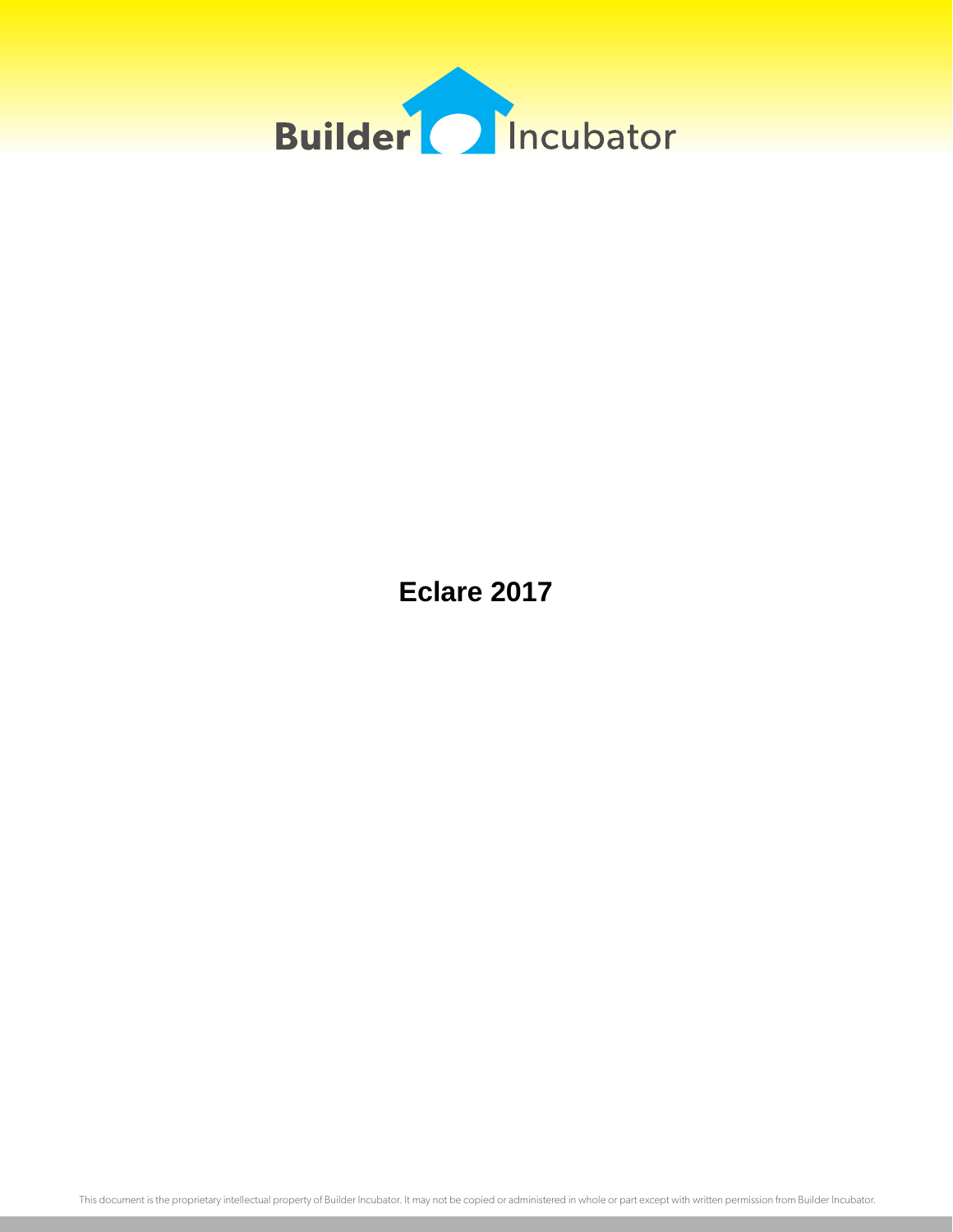# Eclare 2017

This document is the proprietary intellectual property of Builder Incubator. It may not be copied or administered in whole or part except with written permission from Builder Incubator.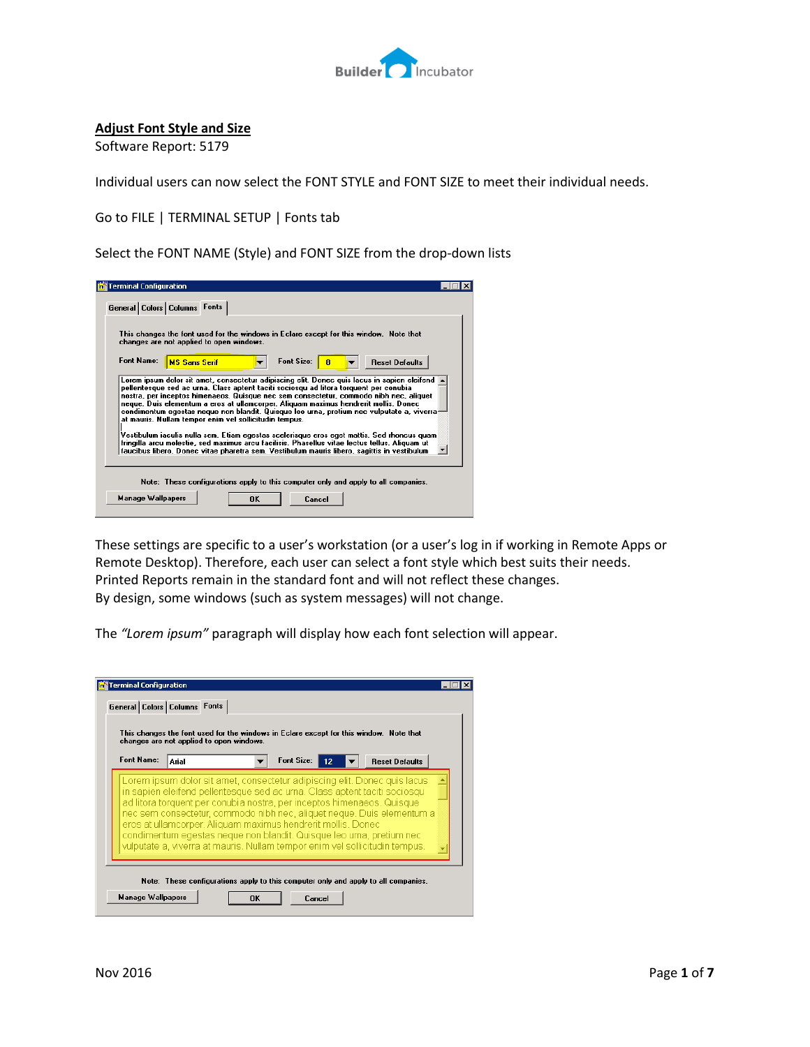## Adjust Font Style and Size

Software Report: 5179

Individual users can now select the FONT STYLE and FONT SIZE to meet their individual needs.

Go to FILE | TERMINAL SETUP | Fonts tab

Select the FONT NAME (Style) and FONT SIZE from the drop-down lists

These settings are specific to a user's workstation (or a user's log in if working in Remote Apps or Remote Desktop). Therefore, each user can select a font style which best suits their needs. Printed Reports remain in the standard font and will not reflect these changes.
By design, some windows (such as system messages) will not change.

The *"Lorem ipsum"* paragraph will display how each font selection will appear.

Nov 2016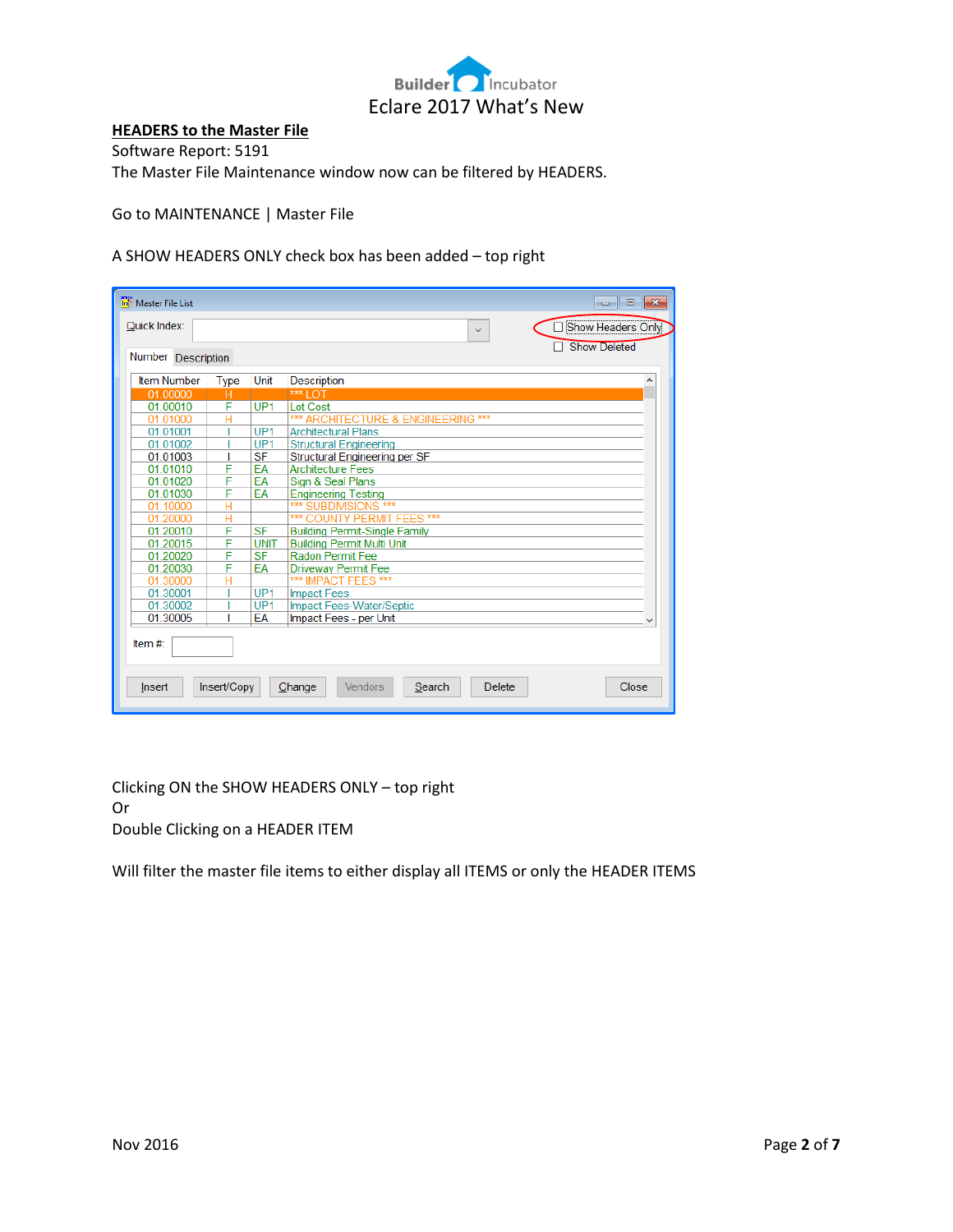Eclare 2017 What's New

## HEADERS to the Master File

Software Report: 5191

The Master File Maintenance window now can be filtered by HEADERS.

Go to MAINTENANCE | Master File

A SHOW HEADERS ONLY check box has been added – top right

Master File List

Quick Index: | Show Headers Only | Show Deleted

Number | Description

| Item Number | Type | Unit | Description |
|---|---|---|---|
| 01.00000 | H | | *** LOT |
| 01.00010 | F | UP1 | Lot Cost |
| 01.01000 | H | | *** ARCHITECTURE & ENGINEERING *** |
| 01.01001 | I | UP1 | Architectural Plans |
| 01.01002 | I | UP1 | Structural Engineering |
| 01.01003 | I | SF | Structural Engineering per SF |
| 01.01010 | F | EA | Architecture Fees |
| 01.01020 | F | EA | Sign & Seal Plans |
| 01.01030 | F | EA | Engineering Testing |
| 01.10000 | H | | *** SUBDIVISIONS *** |
| 01.20000 | H | | *** COUNTY PERMIT FEES *** |
| 01.20010 | F | SF | Building Permit-Single Family |
| 01.20015 | F | UNIT | Building Permit Multi Unit |
| 01.20020 | F | SF | Radon Permit Fee |
| 01.20030 | F | EA | Driveway Permit Fee |
| 01.30000 | H | | *** IMPACT FEES *** |
| 01.30001 | I | UP1 | Impact Fees |
| 01.30002 | I | UP1 | Impact Fees-Water/Septic |
| 01.30005 | I | EA | Impact Fees - per Unit |

Item #:

Insert | Insert/Copy | Change | Vendors | Search | Delete | Close

Clicking ON the SHOW HEADERS ONLY – top right
Or
Double Clicking on a HEADER ITEM

Will filter the master file items to either display all ITEMS or only the HEADER ITEMS

Nov 2016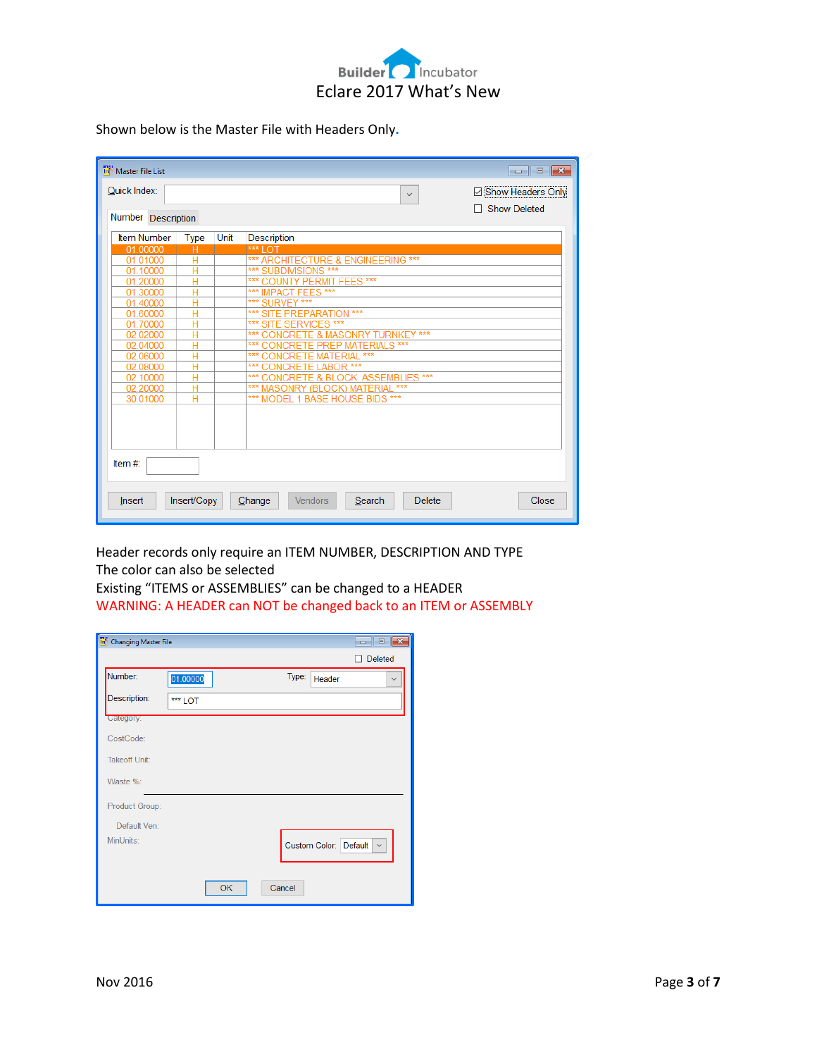Shown below is the Master File with Headers Only.

Master File List

Quick Index: ☑ Show Headers Only ☐ Show Deleted

Number | Description

| Item Number | Type | Unit | Description |
|---|---|---|---|
| 01.00000 | H | | *** LOT |
| 01.01000 | H | | *** ARCHITECTURE & ENGINEERING *** |
| 01.10000 | H | | *** SUBDIVISIONS *** |
| 01.20000 | H | | *** COUNTY PERMIT FEES *** |
| 01.30000 | H | | *** IMPACT FEES *** |
| 01.40000 | H | | *** SURVEY *** |
| 01.60000 | H | | *** SITE PREPARATION *** |
| 01.70000 | H | | *** SITE SERVICES *** |
| 02.02000 | H | | *** CONCRETE & MASONRY TURNKEY *** |
| 02.04000 | H | | *** CONCRETE PREP MATERIALS *** |
| 02.06000 | H | | *** CONCRETE MATERIAL *** |
| 02.08000 | H | | *** CONCRETE LABOR *** |
| 02.10000 | H | | *** CONCRETE & BLOCK ASSEMBLIES *** |
| 02.20000 | H | | *** MASONRY (BLOCK) MATERIAL *** |
| 30.01000 | H | | *** MODEL 1 BASE HOUSE BIDS *** |

Item #:

Insert | Insert/Copy | Change | Vendors | Search | Delete | Close

Header records only require an ITEM NUMBER, DESCRIPTION AND TYPE
The color can also be selected
Existing "ITEMS or ASSEMBLIES" can be changed to a HEADER
WARNING: A HEADER can NOT be changed back to an ITEM or ASSEMBLY

Changing Master File

☐ Deleted

Number: 01.00000 Type: Header
Description: *** LOT
Category:
CostCode:
Takeoff Unit:
Waste %:
Product Group:
Default Ven:
MinUnits: Custom Color: Default

OK | Cancel

Nov 2016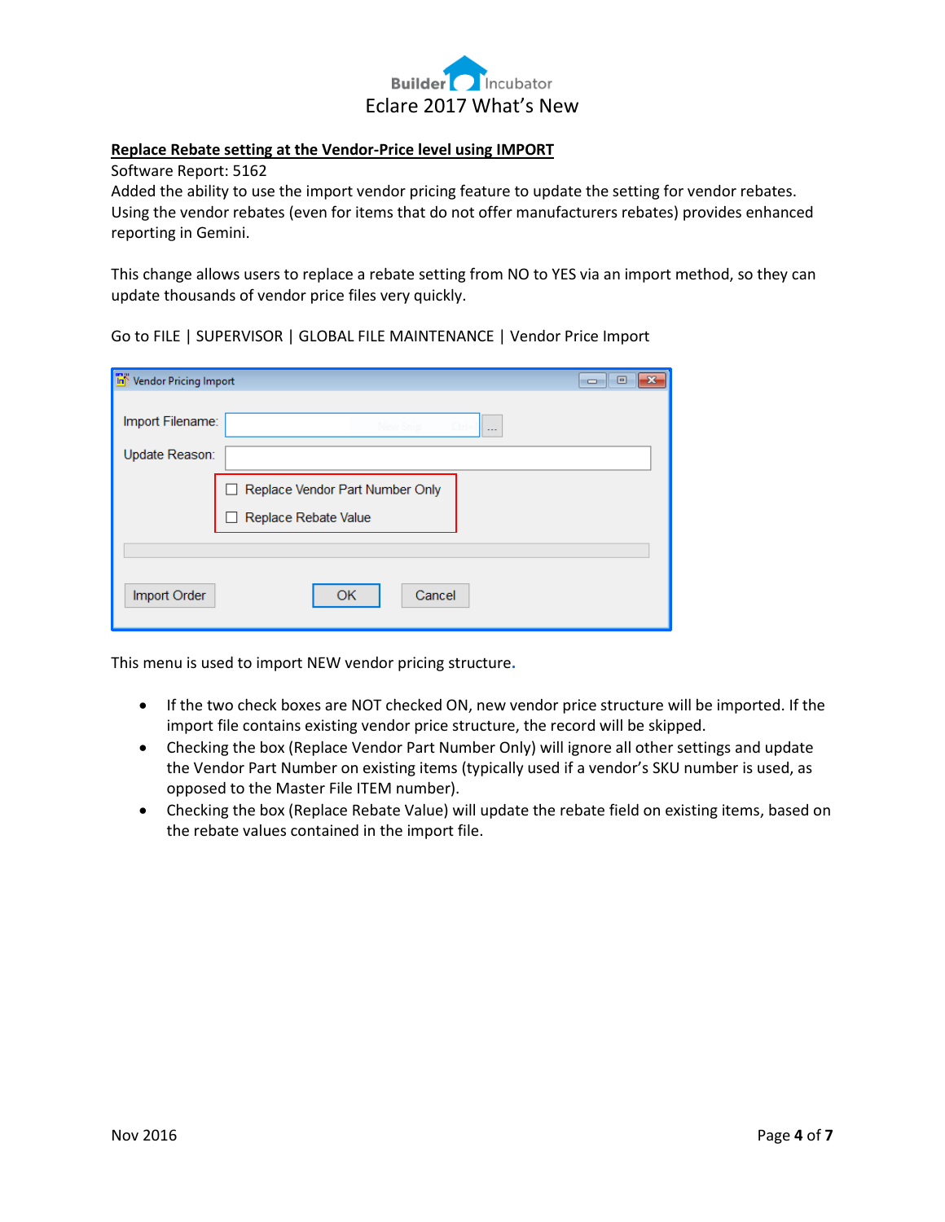## Replace Rebate setting at the Vendor-Price level using IMPORT

Software Report: 5162

Added the ability to use the import vendor pricing feature to update the setting for vendor rebates. Using the vendor rebates (even for items that do not offer manufacturers rebates) provides enhanced reporting in Gemini.

This change allows users to replace a rebate setting from NO to YES via an import method, so they can update thousands of vendor price files very quickly.

Go to FILE | SUPERVISOR | GLOBAL FILE MAINTENANCE | Vendor Price Import

This menu is used to import NEW vendor pricing structure.

- If the two check boxes are NOT checked ON, new vendor price structure will be imported. If the import file contains existing vendor price structure, the record will be skipped.
- Checking the box (Replace Vendor Part Number Only) will ignore all other settings and update the Vendor Part Number on existing items (typically used if a vendor's SKU number is used, as opposed to the Master File ITEM number).
- Checking the box (Replace Rebate Value) will update the rebate field on existing items, based on the rebate values contained in the import file.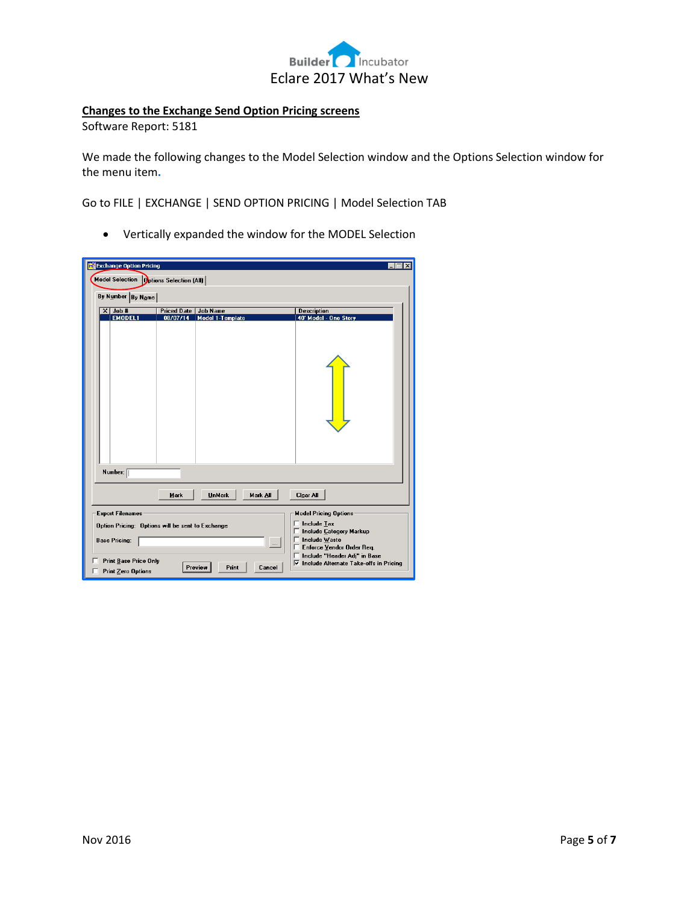## Changes to the Exchange Send Option Pricing screens

Software Report: 5181

We made the following changes to the Model Selection window and the Options Selection window for the menu item.

Go to FILE | EXCHANGE | SEND OPTION PRICING | Model Selection TAB

- Vertically expanded the window for the MODEL Selection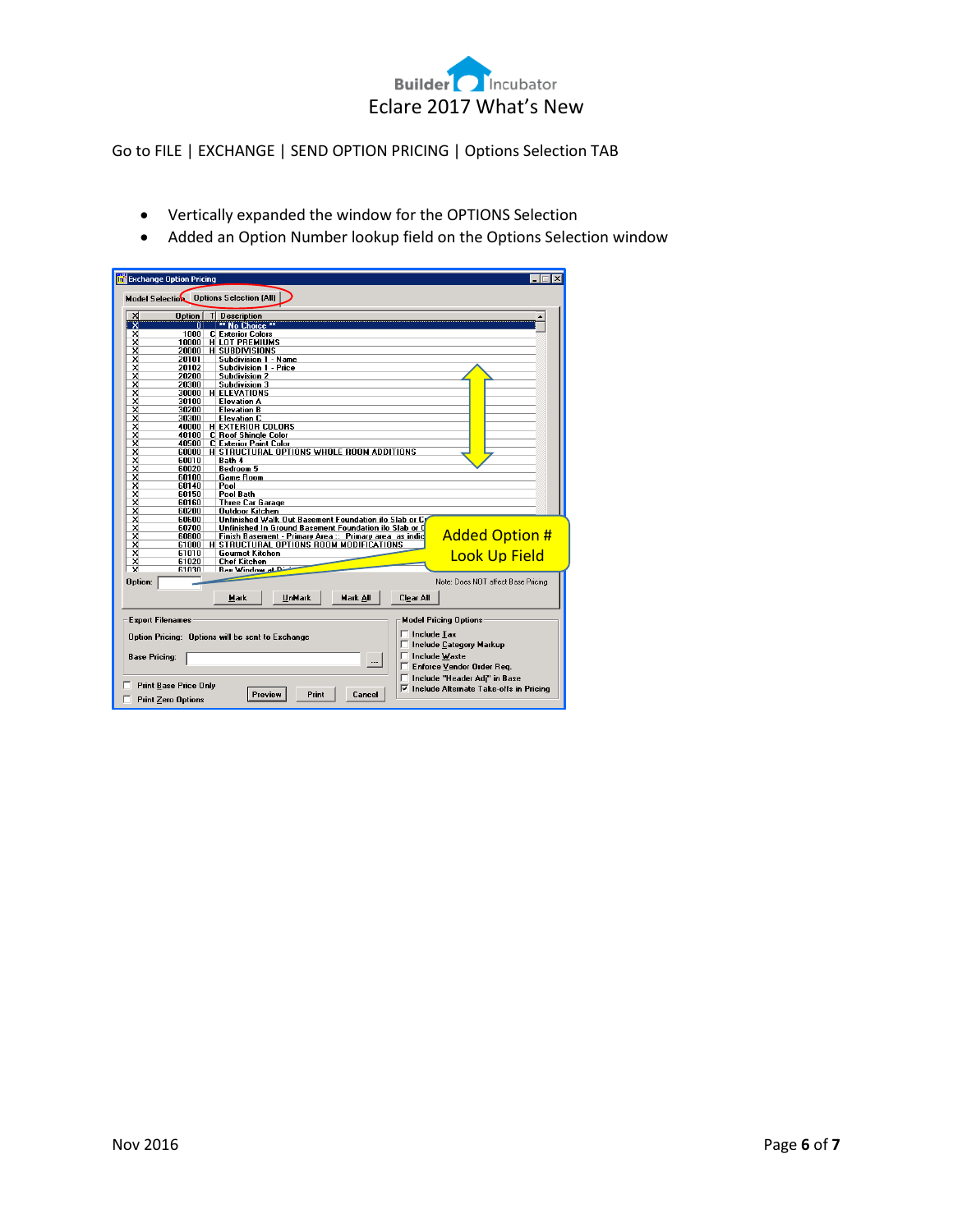Go to FILE | EXCHANGE | SEND OPTION PRICING | Options Selection TAB

- Vertically expanded the window for the OPTIONS Selection
- Added an Option Number lookup field on the Options Selection window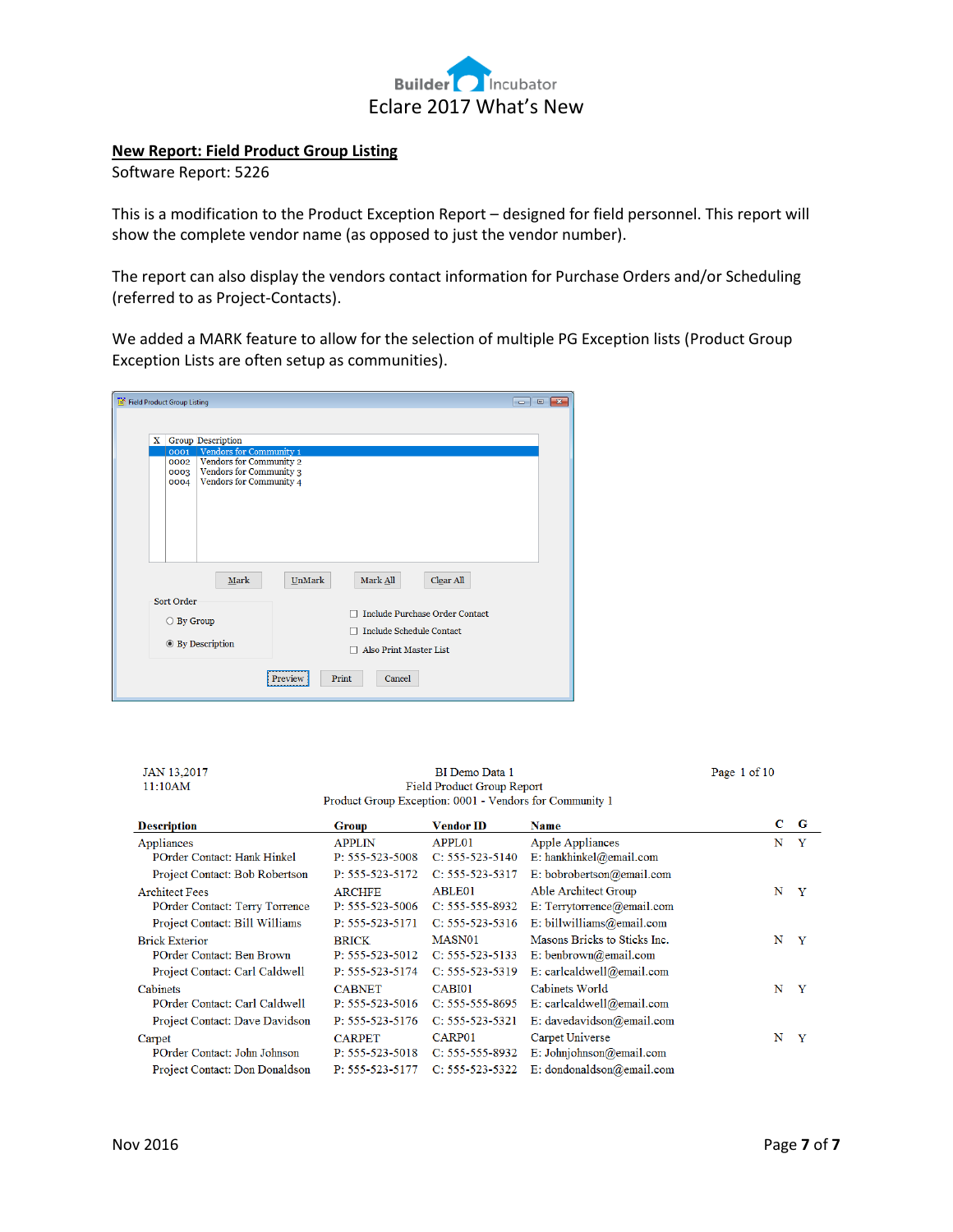## New Report: Field Product Group Listing

Software Report: 5226

This is a modification to the Product Exception Report – designed for field personnel. This report will show the complete vendor name (as opposed to just the vendor number).

The report can also display the vendors contact information for Purchase Orders and/or Scheduling (referred to as Project-Contacts).

We added a MARK feature to allow for the selection of multiple PG Exception lists (Product Group Exception Lists are often setup as communities).

Field Product Group Listing

| X | Group | Description |
|---|---|---|
| | 0001 | Vendors for Community 1 |
| | 0002 | Vendors for Community 2 |
| | 0003 | Vendors for Community 3 |
| | 0004 | Vendors for Community 4 |

Mark | UnMark | Mark All | Clear All

Sort Order
- By Group
- By Description

- Include Purchase Order Contact
- Include Schedule Contact
- Also Print Master List

Preview | Print | Cancel

JAN 13,2017
11:10AM

BI Demo Data 1
Field Product Group Report
Product Group Exception: 0001 - Vendors for Community 1

Page 1 of 10

| Description | Group | Vendor ID | Name | C | G |
|---|---|---|---|---|---|
| Appliances | APPLIN | APPL01 | Apple Appliances | N | Y |
| POrder Contact: Hank Hinkel | P: 555-523-5008 | C: 555-523-5140 | E: hankhinkel@email.com | | |
| Project Contact: Bob Robertson | P: 555-523-5172 | C: 555-523-5317 | E: bobrobertson@email.com | | |
| Architect Fees | ARCHFE | ABLE01 | Able Architect Group | N | Y |
| POrder Contact: Terry Torrence | P: 555-523-5006 | C: 555-555-8932 | E: Terrytorrence@email.com | | |
| Project Contact: Bill Williams | P: 555-523-5171 | C: 555-523-5316 | E: billwilliams@email.com | | |
| Brick Exterior | BRICK | MASN01 | Masons Bricks to Sticks Inc. | N | Y |
| POrder Contact: Ben Brown | P: 555-523-5012 | C: 555-523-5133 | E: benbrown@email.com | | |
| Project Contact: Carl Caldwell | P: 555-523-5174 | C: 555-523-5319 | E: carlcaldwell@email.com | | |
| Cabinets | CABNET | CABI01 | Cabinets World | N | Y |
| POrder Contact: Carl Caldwell | P: 555-523-5016 | C: 555-555-8695 | E: carlcaldwell@email.com | | |
| Project Contact: Dave Davidson | P: 555-523-5176 | C: 555-523-5321 | E: davedavidson@email.com | | |
| Carpet | CARPET | CARP01 | Carpet Universe | N | Y |
| POrder Contact: John Johnson | P: 555-523-5018 | C: 555-555-8932 | E: Johnjohnson@email.com | | |
| Project Contact: Don Donaldson | P: 555-523-5177 | C: 555-523-5322 | E: dondonaldson@email.com | | |